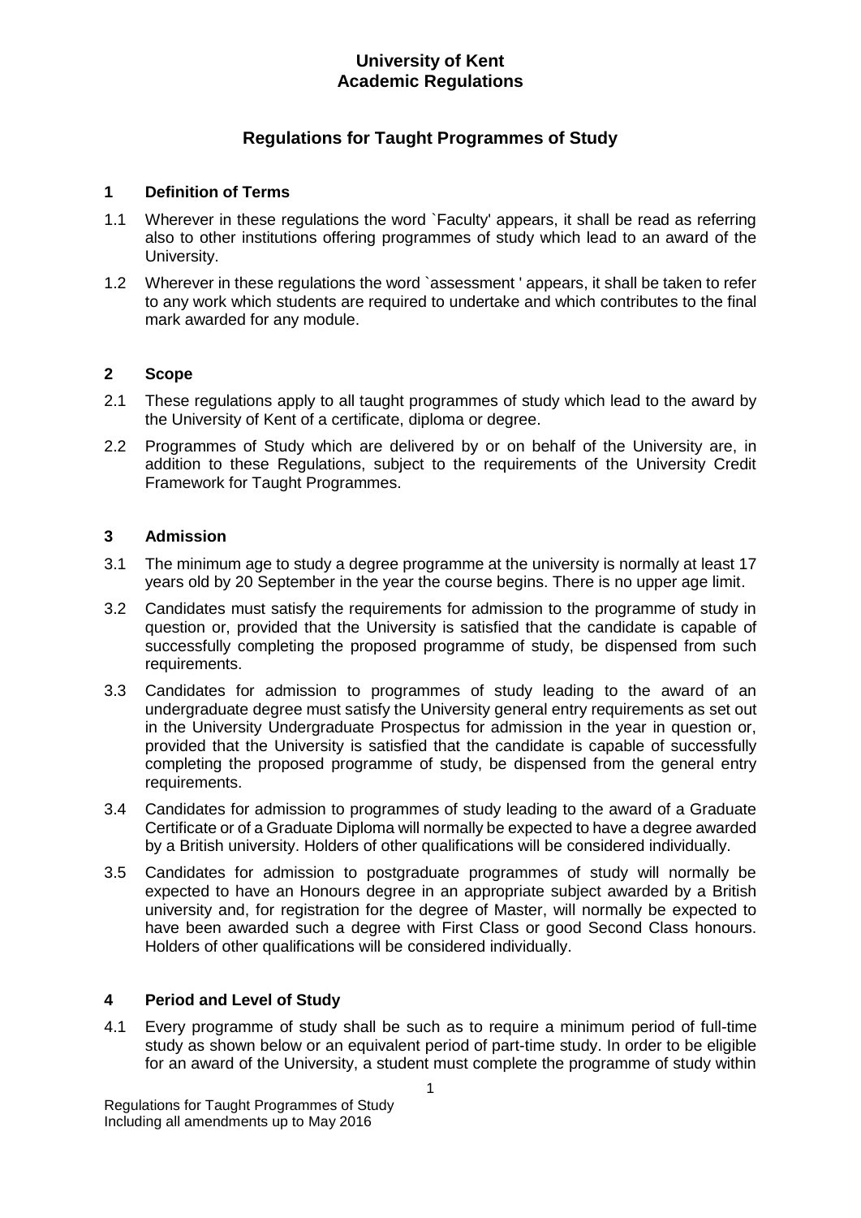# University of Kent
# Academic Regulations

## Regulations for Taught Programmes of Study

### 1 Definition of Terms

1.1 Wherever in these regulations the word `Faculty' appears, it shall be read as referring also to other institutions offering programmes of study which lead to an award of the University.

1.2 Wherever in these regulations the word `assessment ' appears, it shall be taken to refer to any work which students are required to undertake and which contributes to the final mark awarded for any module.

### 2 Scope

2.1 These regulations apply to all taught programmes of study which lead to the award by the University of Kent of a certificate, diploma or degree.

2.2 Programmes of Study which are delivered by or on behalf of the University are, in addition to these Regulations, subject to the requirements of the University Credit Framework for Taught Programmes.

### 3 Admission

3.1 The minimum age to study a degree programme at the university is normally at least 17 years old by 20 September in the year the course begins. There is no upper age limit.

3.2 Candidates must satisfy the requirements for admission to the programme of study in question or, provided that the University is satisfied that the candidate is capable of successfully completing the proposed programme of study, be dispensed from such requirements.

3.3 Candidates for admission to programmes of study leading to the award of an undergraduate degree must satisfy the University general entry requirements as set out in the University Undergraduate Prospectus for admission in the year in question or, provided that the University is satisfied that the candidate is capable of successfully completing the proposed programme of study, be dispensed from the general entry requirements.

3.4 Candidates for admission to programmes of study leading to the award of a Graduate Certificate or of a Graduate Diploma will normally be expected to have a degree awarded by a British university. Holders of other qualifications will be considered individually.

3.5 Candidates for admission to postgraduate programmes of study will normally be expected to have an Honours degree in an appropriate subject awarded by a British university and, for registration for the degree of Master, will normally be expected to have been awarded such a degree with First Class or good Second Class honours. Holders of other qualifications will be considered individually.

### 4 Period and Level of Study

4.1 Every programme of study shall be such as to require a minimum period of full-time study as shown below or an equivalent period of part-time study. In order to be eligible for an award of the University, a student must complete the programme of study within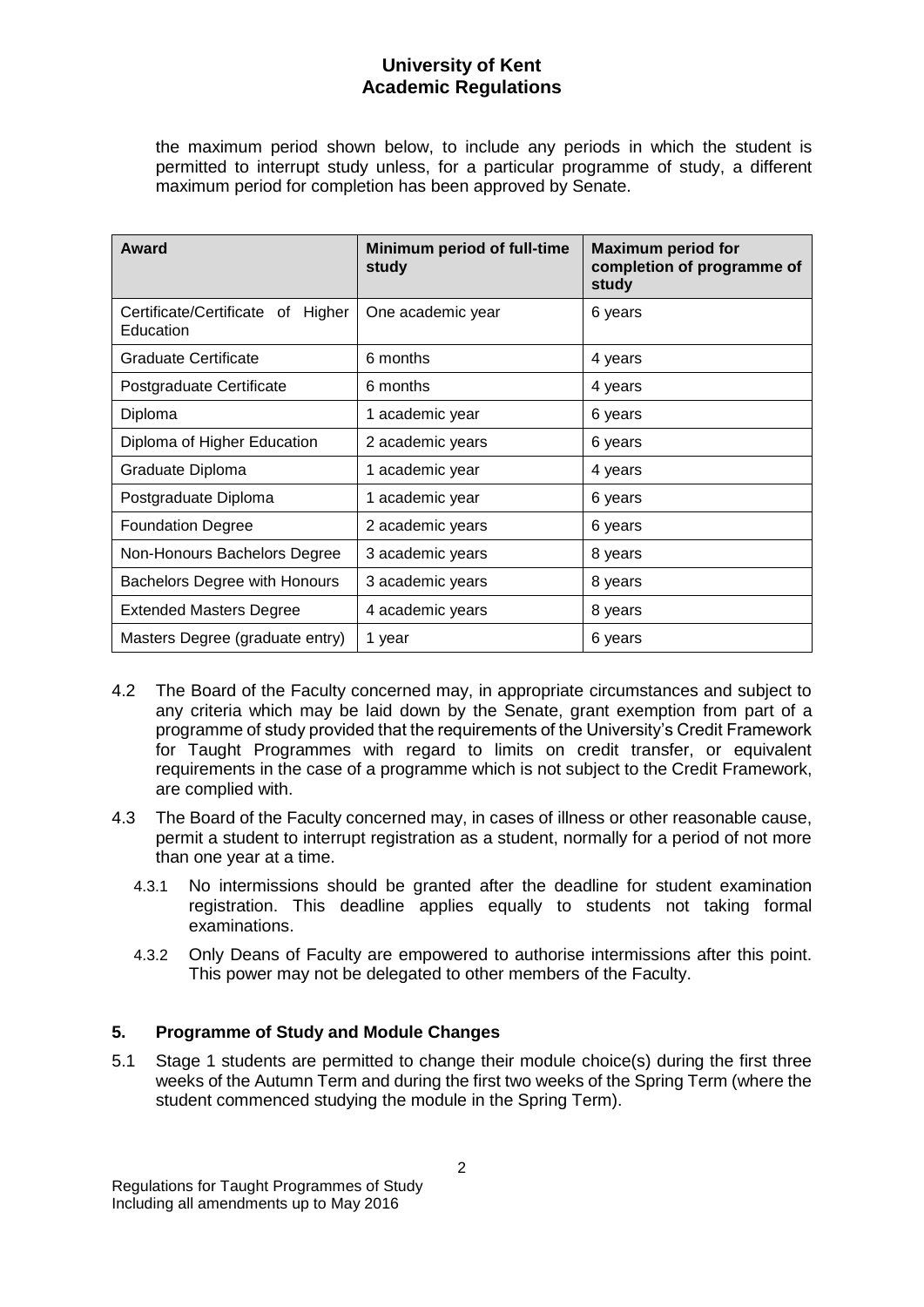the maximum period shown below, to include any periods in which the student is permitted to interrupt study unless, for a particular programme of study, a different maximum period for completion has been approved by Senate.

| Award | Minimum period of full-time study | Maximum period for completion of programme of study |
|---|---|---|
| Certificate/Certificate of Higher Education | One academic year | 6 years |
| Graduate Certificate | 6 months | 4 years |
| Postgraduate Certificate | 6 months | 4 years |
| Diploma | 1 academic year | 6 years |
| Diploma of Higher Education | 2 academic years | 6 years |
| Graduate Diploma | 1 academic year | 4 years |
| Postgraduate Diploma | 1 academic year | 6 years |
| Foundation Degree | 2 academic years | 6 years |
| Non-Honours Bachelors Degree | 3 academic years | 8 years |
| Bachelors Degree with Honours | 3 academic years | 8 years |
| Extended Masters Degree | 4 academic years | 8 years |
| Masters Degree (graduate entry) | 1 year | 6 years |

4.2 The Board of the Faculty concerned may, in appropriate circumstances and subject to any criteria which may be laid down by the Senate, grant exemption from part of a programme of study provided that the requirements of the University's Credit Framework for Taught Programmes with regard to limits on credit transfer, or equivalent requirements in the case of a programme which is not subject to the Credit Framework, are complied with.

4.3 The Board of the Faculty concerned may, in cases of illness or other reasonable cause, permit a student to interrupt registration as a student, normally for a period of not more than one year at a time.

4.3.1 No intermissions should be granted after the deadline for student examination registration. This deadline applies equally to students not taking formal examinations.

4.3.2 Only Deans of Faculty are empowered to authorise intermissions after this point. This power may not be delegated to other members of the Faculty.

## 5. Programme of Study and Module Changes

5.1 Stage 1 students are permitted to change their module choice(s) during the first three weeks of the Autumn Term and during the first two weeks of the Spring Term (where the student commenced studying the module in the Spring Term).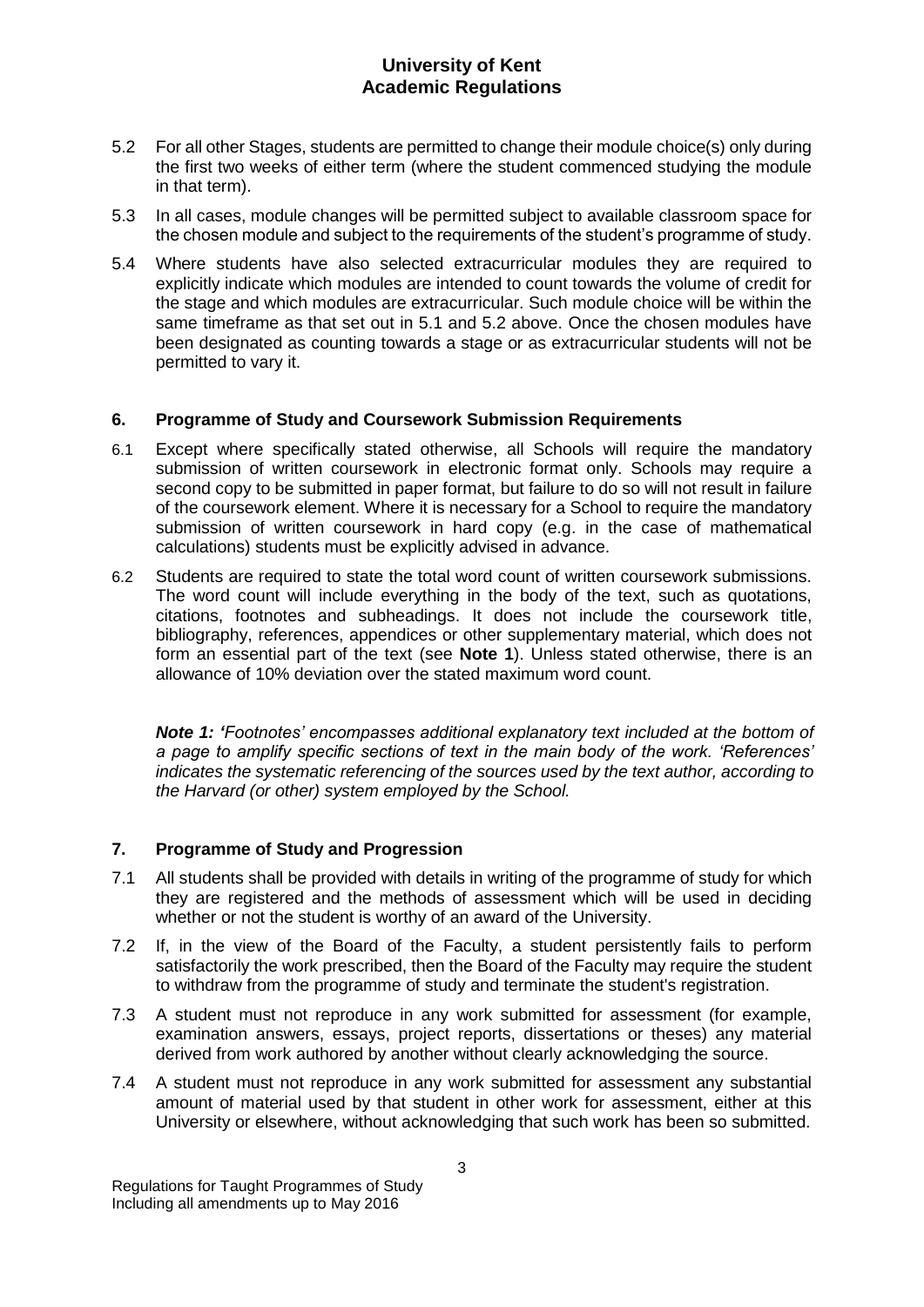5.2 For all other Stages, students are permitted to change their module choice(s) only during the first two weeks of either term (where the student commenced studying the module in that term).

5.3 In all cases, module changes will be permitted subject to available classroom space for the chosen module and subject to the requirements of the student's programme of study.

5.4 Where students have also selected extracurricular modules they are required to explicitly indicate which modules are intended to count towards the volume of credit for the stage and which modules are extracurricular. Such module choice will be within the same timeframe as that set out in 5.1 and 5.2 above. Once the chosen modules have been designated as counting towards a stage or as extracurricular students will not be permitted to vary it.

## 6. Programme of Study and Coursework Submission Requirements

6.1 Except where specifically stated otherwise, all Schools will require the mandatory submission of written coursework in electronic format only. Schools may require a second copy to be submitted in paper format, but failure to do so will not result in failure of the coursework element. Where it is necessary for a School to require the mandatory submission of written coursework in hard copy (e.g. in the case of mathematical calculations) students must be explicitly advised in advance.

6.2 Students are required to state the total word count of written coursework submissions. The word count will include everything in the body of the text, such as quotations, citations, footnotes and subheadings. It does not include the coursework title, bibliography, references, appendices or other supplementary material, which does not form an essential part of the text (see **Note 1**). Unless stated otherwise, there is an allowance of 10% deviation over the stated maximum word count.

***Note 1:*** *'Footnotes' encompasses additional explanatory text included at the bottom of a page to amplify specific sections of text in the main body of the work. 'References' indicates the systematic referencing of the sources used by the text author, according to the Harvard (or other) system employed by the School.*

## 7. Programme of Study and Progression

7.1 All students shall be provided with details in writing of the programme of study for which they are registered and the methods of assessment which will be used in deciding whether or not the student is worthy of an award of the University.

7.2 If, in the view of the Board of the Faculty, a student persistently fails to perform satisfactorily the work prescribed, then the Board of the Faculty may require the student to withdraw from the programme of study and terminate the student's registration.

7.3 A student must not reproduce in any work submitted for assessment (for example, examination answers, essays, project reports, dissertations or theses) any material derived from work authored by another without clearly acknowledging the source.

7.4 A student must not reproduce in any work submitted for assessment any substantial amount of material used by that student in other work for assessment, either at this University or elsewhere, without acknowledging that such work has been so submitted.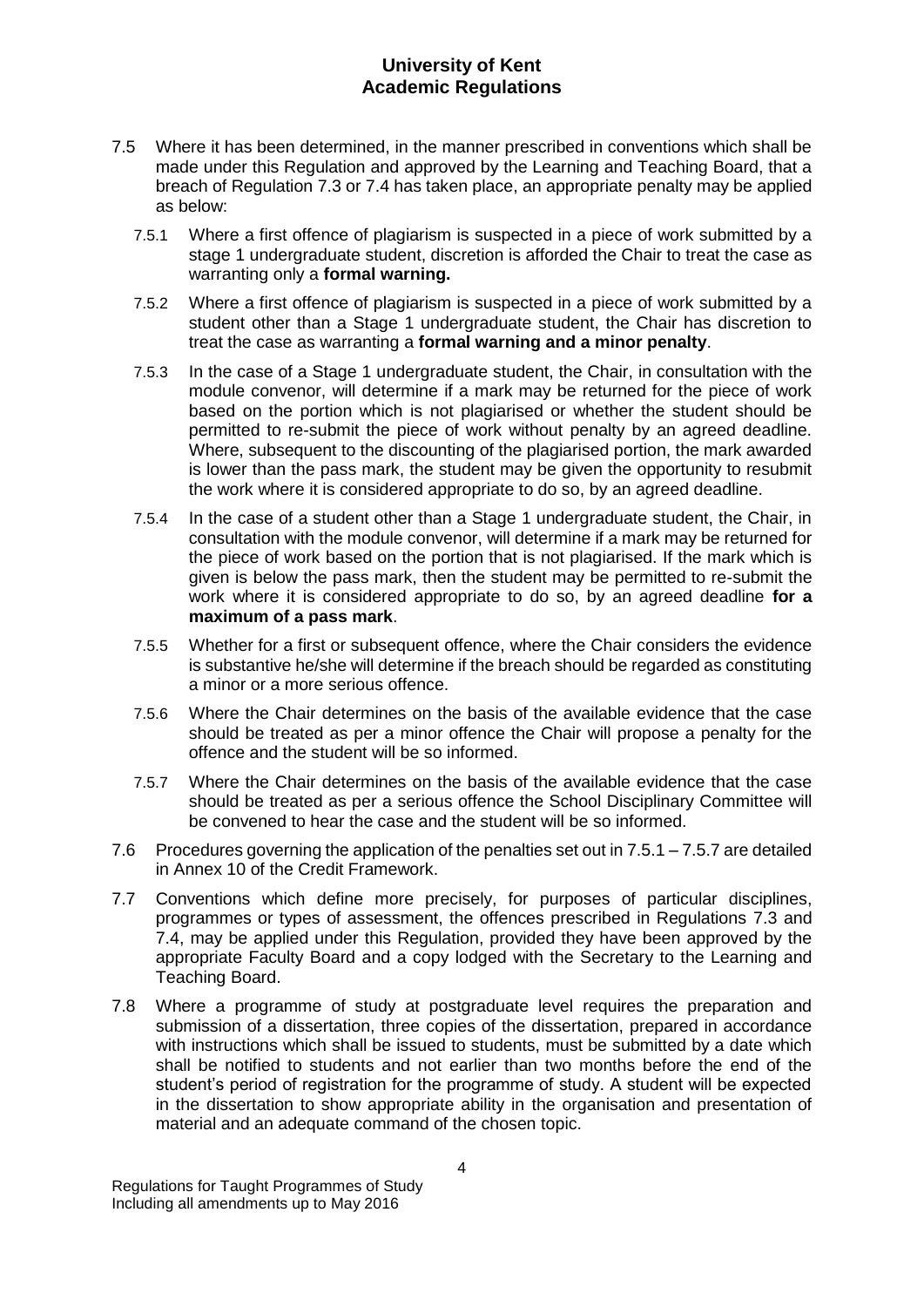7.5 Where it has been determined, in the manner prescribed in conventions which shall be made under this Regulation and approved by the Learning and Teaching Board, that a breach of Regulation 7.3 or 7.4 has taken place, an appropriate penalty may be applied as below:

7.5.1 Where a first offence of plagiarism is suspected in a piece of work submitted by a stage 1 undergraduate student, discretion is afforded the Chair to treat the case as warranting only a **formal warning.**

7.5.2 Where a first offence of plagiarism is suspected in a piece of work submitted by a student other than a Stage 1 undergraduate student, the Chair has discretion to treat the case as warranting a **formal warning and a minor penalty**.

7.5.3 In the case of a Stage 1 undergraduate student, the Chair, in consultation with the module convenor, will determine if a mark may be returned for the piece of work based on the portion which is not plagiarised or whether the student should be permitted to re-submit the piece of work without penalty by an agreed deadline. Where, subsequent to the discounting of the plagiarised portion, the mark awarded is lower than the pass mark, the student may be given the opportunity to resubmit the work where it is considered appropriate to do so, by an agreed deadline.

7.5.4 In the case of a student other than a Stage 1 undergraduate student, the Chair, in consultation with the module convenor, will determine if a mark may be returned for the piece of work based on the portion that is not plagiarised. If the mark which is given is below the pass mark, then the student may be permitted to re-submit the work where it is considered appropriate to do so, by an agreed deadline **for a maximum of a pass mark**.

7.5.5 Whether for a first or subsequent offence, where the Chair considers the evidence is substantive he/she will determine if the breach should be regarded as constituting a minor or a more serious offence.

7.5.6 Where the Chair determines on the basis of the available evidence that the case should be treated as per a minor offence the Chair will propose a penalty for the offence and the student will be so informed.

7.5.7 Where the Chair determines on the basis of the available evidence that the case should be treated as per a serious offence the School Disciplinary Committee will be convened to hear the case and the student will be so informed.

7.6 Procedures governing the application of the penalties set out in 7.5.1 – 7.5.7 are detailed in Annex 10 of the Credit Framework.

7.7 Conventions which define more precisely, for purposes of particular disciplines, programmes or types of assessment, the offences prescribed in Regulations 7.3 and 7.4, may be applied under this Regulation, provided they have been approved by the appropriate Faculty Board and a copy lodged with the Secretary to the Learning and Teaching Board.

7.8 Where a programme of study at postgraduate level requires the preparation and submission of a dissertation, three copies of the dissertation, prepared in accordance with instructions which shall be issued to students, must be submitted by a date which shall be notified to students and not earlier than two months before the end of the student's period of registration for the programme of study. A student will be expected in the dissertation to show appropriate ability in the organisation and presentation of material and an adequate command of the chosen topic.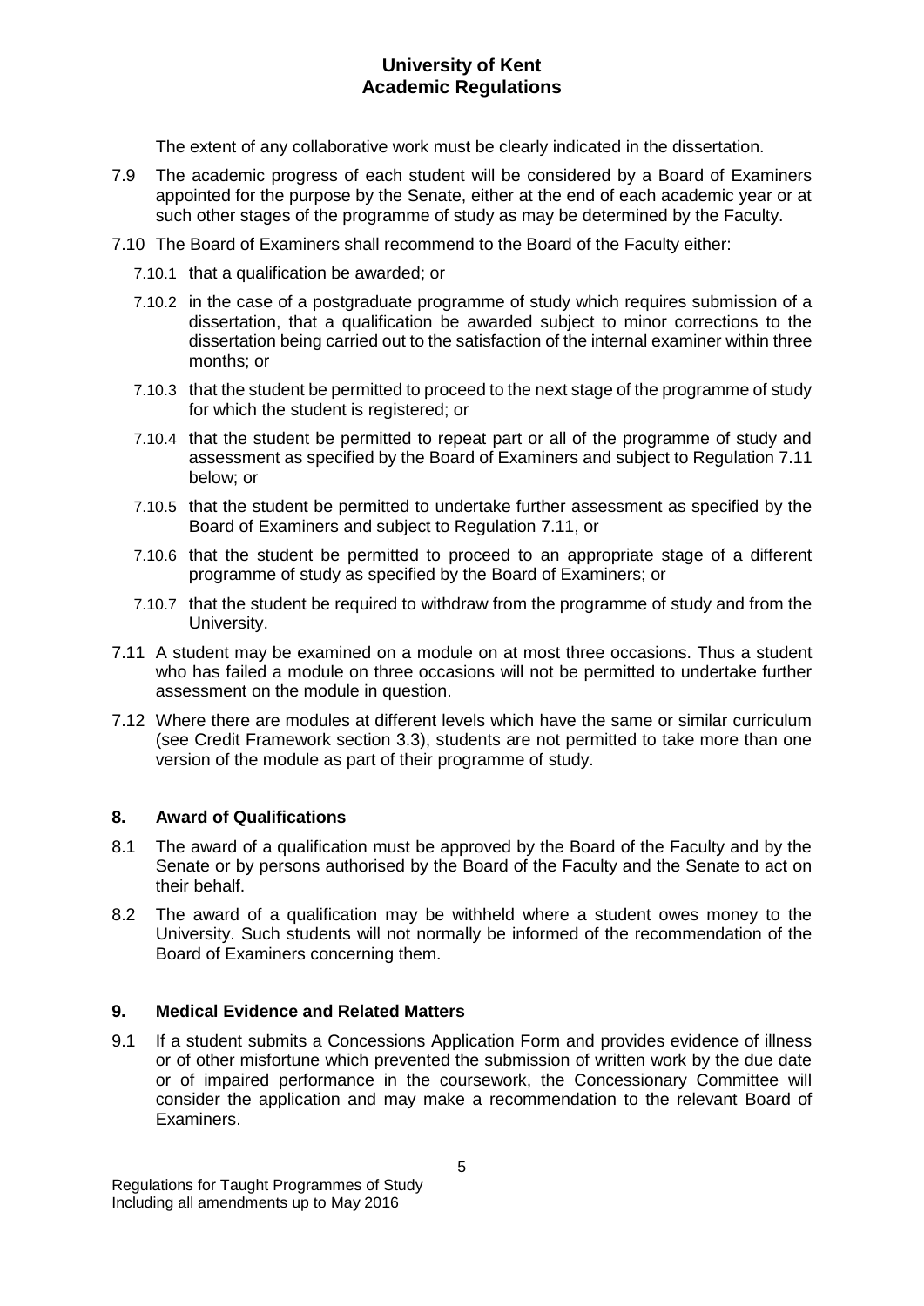The extent of any collaborative work must be clearly indicated in the dissertation.

7.9 The academic progress of each student will be considered by a Board of Examiners appointed for the purpose by the Senate, either at the end of each academic year or at such other stages of the programme of study as may be determined by the Faculty.

7.10 The Board of Examiners shall recommend to the Board of the Faculty either:

7.10.1 that a qualification be awarded; or

7.10.2 in the case of a postgraduate programme of study which requires submission of a dissertation, that a qualification be awarded subject to minor corrections to the dissertation being carried out to the satisfaction of the internal examiner within three months; or

7.10.3 that the student be permitted to proceed to the next stage of the programme of study for which the student is registered; or

7.10.4 that the student be permitted to repeat part or all of the programme of study and assessment as specified by the Board of Examiners and subject to Regulation 7.11 below; or

7.10.5 that the student be permitted to undertake further assessment as specified by the Board of Examiners and subject to Regulation 7.11, or

7.10.6 that the student be permitted to proceed to an appropriate stage of a different programme of study as specified by the Board of Examiners; or

7.10.7 that the student be required to withdraw from the programme of study and from the University.

7.11 A student may be examined on a module on at most three occasions. Thus a student who has failed a module on three occasions will not be permitted to undertake further assessment on the module in question.

7.12 Where there are modules at different levels which have the same or similar curriculum (see Credit Framework section 3.3), students are not permitted to take more than one version of the module as part of their programme of study.

## 8. Award of Qualifications

8.1 The award of a qualification must be approved by the Board of the Faculty and by the Senate or by persons authorised by the Board of the Faculty and the Senate to act on their behalf.

8.2 The award of a qualification may be withheld where a student owes money to the University. Such students will not normally be informed of the recommendation of the Board of Examiners concerning them.

## 9. Medical Evidence and Related Matters

9.1 If a student submits a Concessions Application Form and provides evidence of illness or of other misfortune which prevented the submission of written work by the due date or of impaired performance in the coursework, the Concessionary Committee will consider the application and may make a recommendation to the relevant Board of Examiners.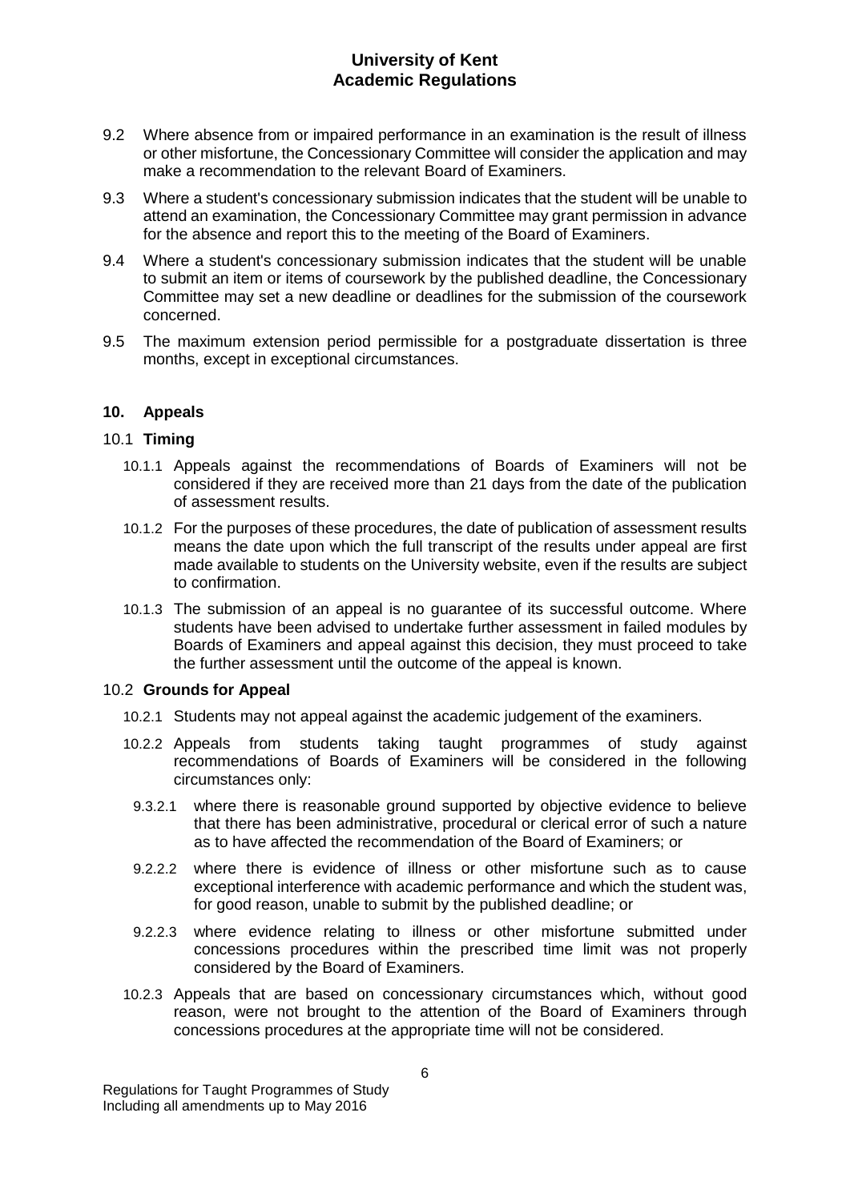9.2 Where absence from or impaired performance in an examination is the result of illness or other misfortune, the Concessionary Committee will consider the application and may make a recommendation to the relevant Board of Examiners.

9.3 Where a student's concessionary submission indicates that the student will be unable to attend an examination, the Concessionary Committee may grant permission in advance for the absence and report this to the meeting of the Board of Examiners.

9.4 Where a student's concessionary submission indicates that the student will be unable to submit an item or items of coursework by the published deadline, the Concessionary Committee may set a new deadline or deadlines for the submission of the coursework concerned.

9.5 The maximum extension period permissible for a postgraduate dissertation is three months, except in exceptional circumstances.

## 10. Appeals

### 10.1 Timing

10.1.1 Appeals against the recommendations of Boards of Examiners will not be considered if they are received more than 21 days from the date of the publication of assessment results.

10.1.2 For the purposes of these procedures, the date of publication of assessment results means the date upon which the full transcript of the results under appeal are first made available to students on the University website, even if the results are subject to confirmation.

10.1.3 The submission of an appeal is no guarantee of its successful outcome. Where students have been advised to undertake further assessment in failed modules by Boards of Examiners and appeal against this decision, they must proceed to take the further assessment until the outcome of the appeal is known.

### 10.2 Grounds for Appeal

10.2.1 Students may not appeal against the academic judgement of the examiners.

10.2.2 Appeals from students taking taught programmes of study against recommendations of Boards of Examiners will be considered in the following circumstances only:

9.3.2.1 where there is reasonable ground supported by objective evidence to believe that there has been administrative, procedural or clerical error of such a nature as to have affected the recommendation of the Board of Examiners; or

9.2.2.2 where there is evidence of illness or other misfortune such as to cause exceptional interference with academic performance and which the student was, for good reason, unable to submit by the published deadline; or

9.2.2.3 where evidence relating to illness or other misfortune submitted under concessions procedures within the prescribed time limit was not properly considered by the Board of Examiners.

10.2.3 Appeals that are based on concessionary circumstances which, without good reason, were not brought to the attention of the Board of Examiners through concessions procedures at the appropriate time will not be considered.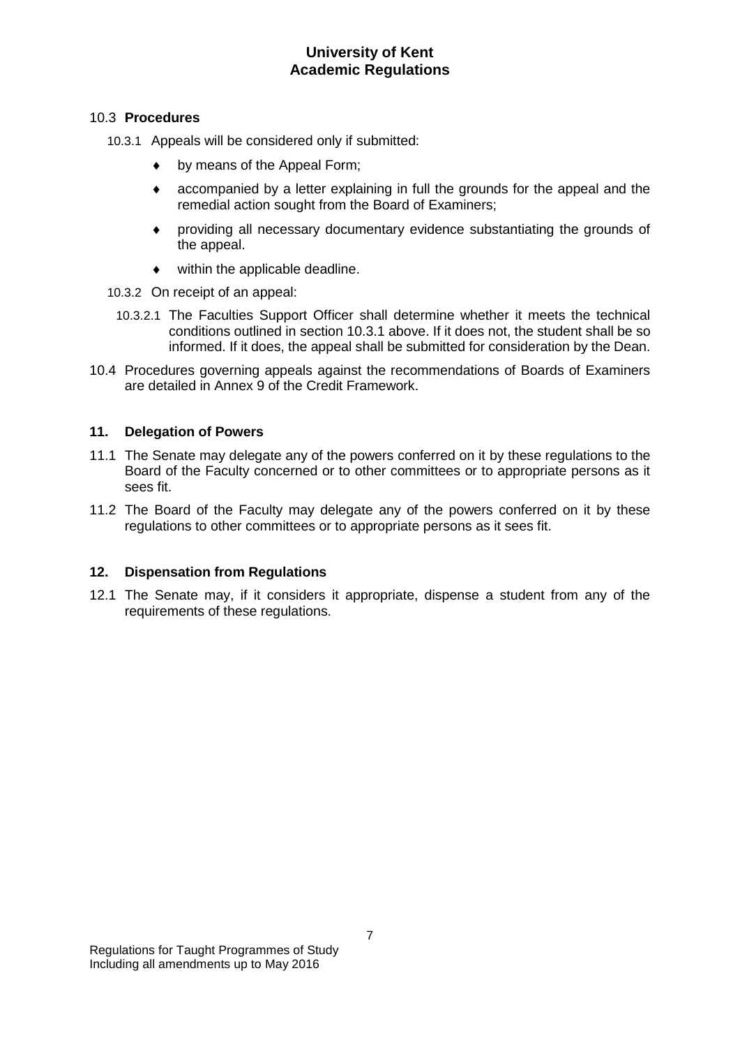10.3 **Procedures**

10.3.1 Appeals will be considered only if submitted:

- by means of the Appeal Form;
- accompanied by a letter explaining in full the grounds for the appeal and the remedial action sought from the Board of Examiners;
- providing all necessary documentary evidence substantiating the grounds of the appeal.
- within the applicable deadline.

10.3.2 On receipt of an appeal:

10.3.2.1 The Faculties Support Officer shall determine whether it meets the technical conditions outlined in section 10.3.1 above. If it does not, the student shall be so informed. If it does, the appeal shall be submitted for consideration by the Dean.

10.4 Procedures governing appeals against the recommendations of Boards of Examiners are detailed in Annex 9 of the Credit Framework.

## 11. Delegation of Powers

11.1 The Senate may delegate any of the powers conferred on it by these regulations to the Board of the Faculty concerned or to other committees or to appropriate persons as it sees fit.

11.2 The Board of the Faculty may delegate any of the powers conferred on it by these regulations to other committees or to appropriate persons as it sees fit.

## 12. Dispensation from Regulations

12.1 The Senate may, if it considers it appropriate, dispense a student from any of the requirements of these regulations.